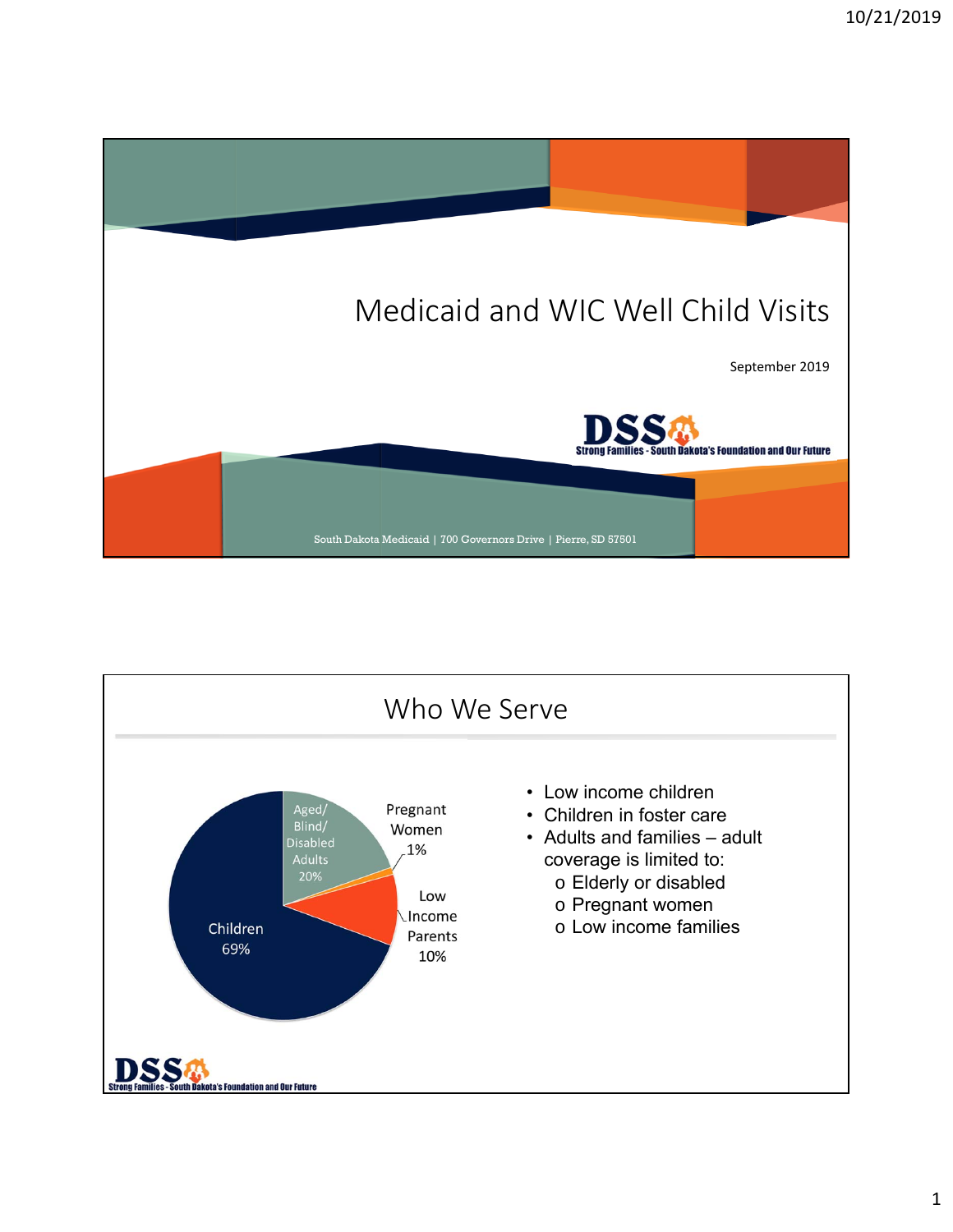# Medicaid and WIC Well Child Visits

September 2019

DSS
Strong Families - South Dakota's Foundation and Our Future

South Dakota Medicaid | 700 Governors Drive | Pierre, SD 57501

## Who We Serve

- Children 69%
- Aged/Blind/Disabled Adults 20%
- Pregnant Women 1%
- Low Income Parents 10%

- Low income children
- Children in foster care
- Adults and families – adult coverage is limited to:
  - Elderly or disabled
  - Pregnant women
  - Low income families

DSS
Strong Families - South Dakota's Foundation and Our Future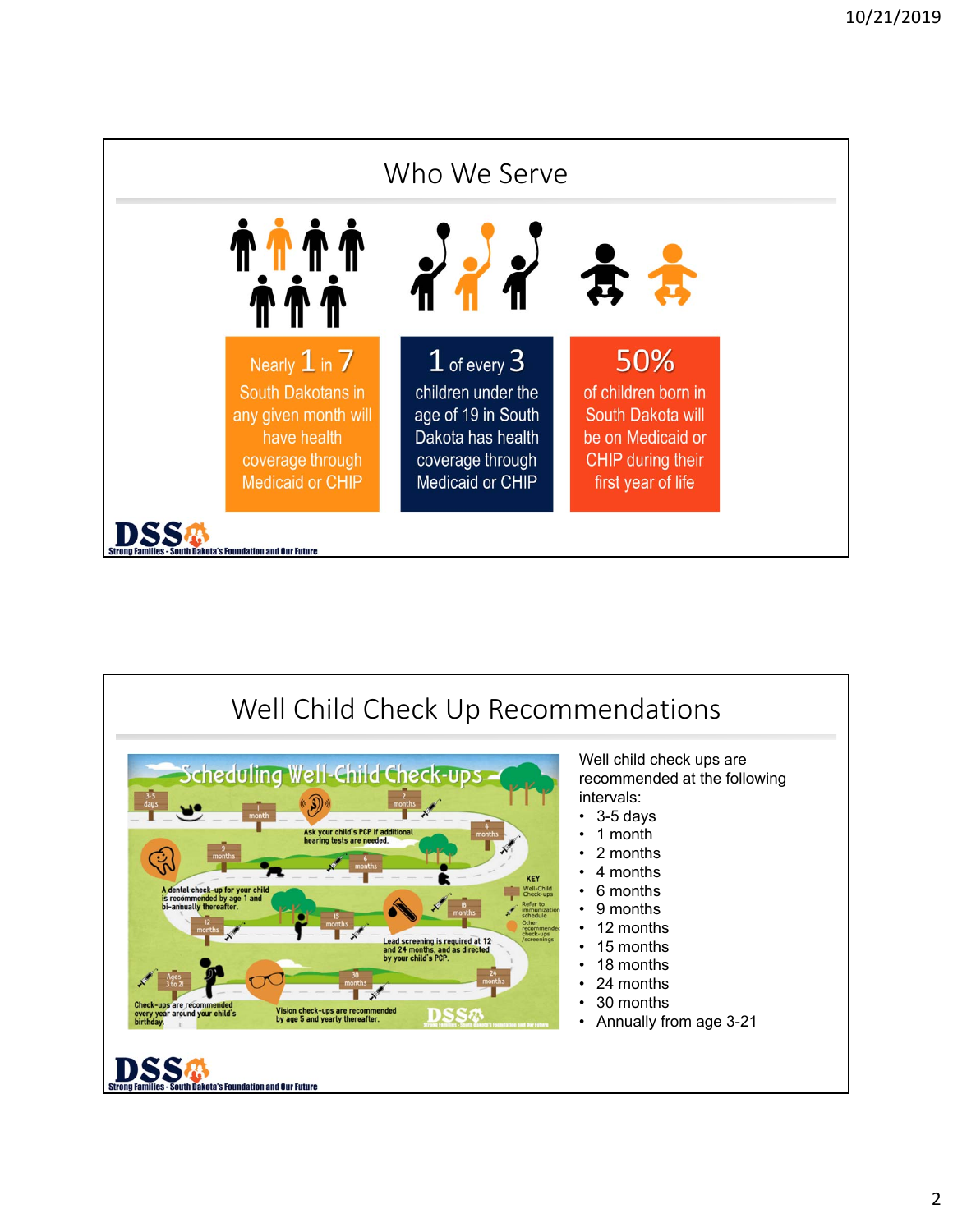## Who We Serve

**Nearly 1 in 7**
South Dakotans in any given month will have health coverage through Medicaid or CHIP

**1 of every 3**
children under the age of 19 in South Dakota has health coverage through Medicaid or CHIP

**50%**
of children born in South Dakota will be on Medicaid or CHIP during their first year of life

DSS
Strong Families - South Dakota's Foundation and Our Future

## Well Child Check Up Recommendations

Well child check ups are recommended at the following intervals:

- 3-5 days
- 1 month
- 2 months
- 4 months
- 6 months
- 9 months
- 12 months
- 15 months
- 18 months
- 24 months
- 30 months
- Annually from age 3-21

DSS
Strong Families - South Dakota's Foundation and Our Future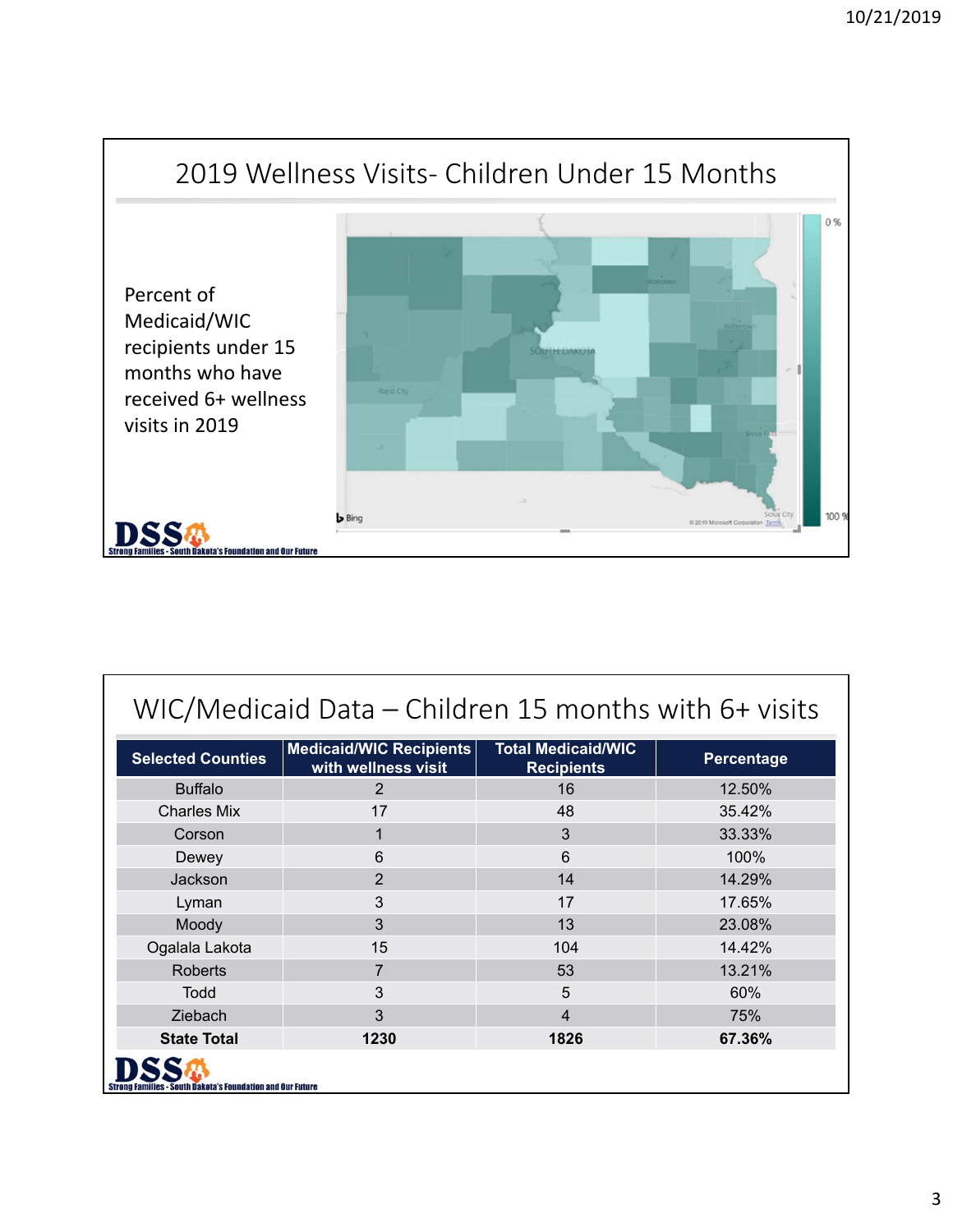## 2019 Wellness Visits- Children Under 15 Months

Percent of Medicaid/WIC recipients under 15 months who have received 6+ wellness visits in 2019

## WIC/Medicaid Data – Children 15 months with 6+ visits

| Selected Counties | Medicaid/WIC Recipients with wellness visit | Total Medicaid/WIC Recipients | Percentage |
|---|---|---|---|
| Buffalo | 2 | 16 | 12.50% |
| Charles Mix | 17 | 48 | 35.42% |
| Corson | 1 | 3 | 33.33% |
| Dewey | 6 | 6 | 100% |
| Jackson | 2 | 14 | 14.29% |
| Lyman | 3 | 17 | 17.65% |
| Moody | 3 | 13 | 23.08% |
| Ogalala Lakota | 15 | 104 | 14.42% |
| Roberts | 7 | 53 | 13.21% |
| Todd | 3 | 5 | 60% |
| Ziebach | 3 | 4 | 75% |
| **State Total** | **1230** | **1826** | **67.36%** |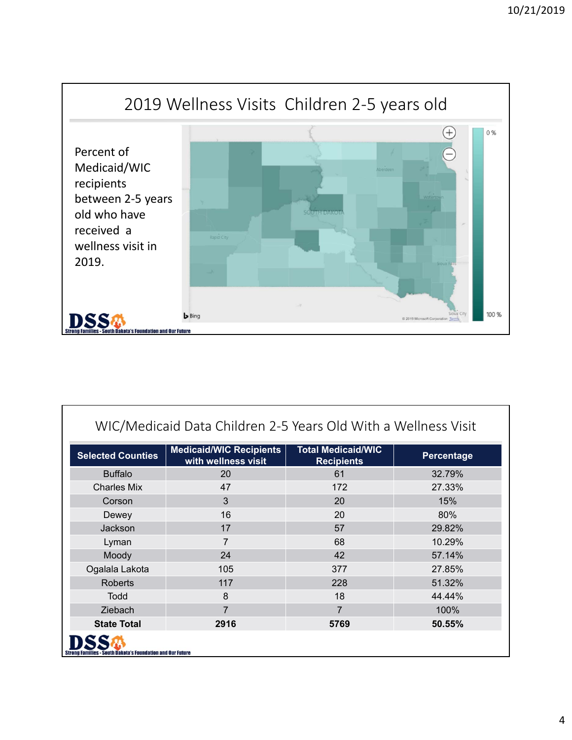## 2019 Wellness Visits Children 2-5 years old

Percent of Medicaid/WIC recipients between 2-5 years old who have received a wellness visit in 2019.

## WIC/Medicaid Data Children 2-5 Years Old With a Wellness Visit

| Selected Counties | Medicaid/WIC Recipients with wellness visit | Total Medicaid/WIC Recipients | Percentage |
|---|---|---|---|
| Buffalo | 20 | 61 | 32.79% |
| Charles Mix | 47 | 172 | 27.33% |
| Corson | 3 | 20 | 15% |
| Dewey | 16 | 20 | 80% |
| Jackson | 17 | 57 | 29.82% |
| Lyman | 7 | 68 | 10.29% |
| Moody | 24 | 42 | 57.14% |
| Ogalala Lakota | 105 | 377 | 27.85% |
| Roberts | 117 | 228 | 51.32% |
| Todd | 8 | 18 | 44.44% |
| Ziebach | 7 | 7 | 100% |
| **State Total** | **2916** | **5769** | **50.55%** |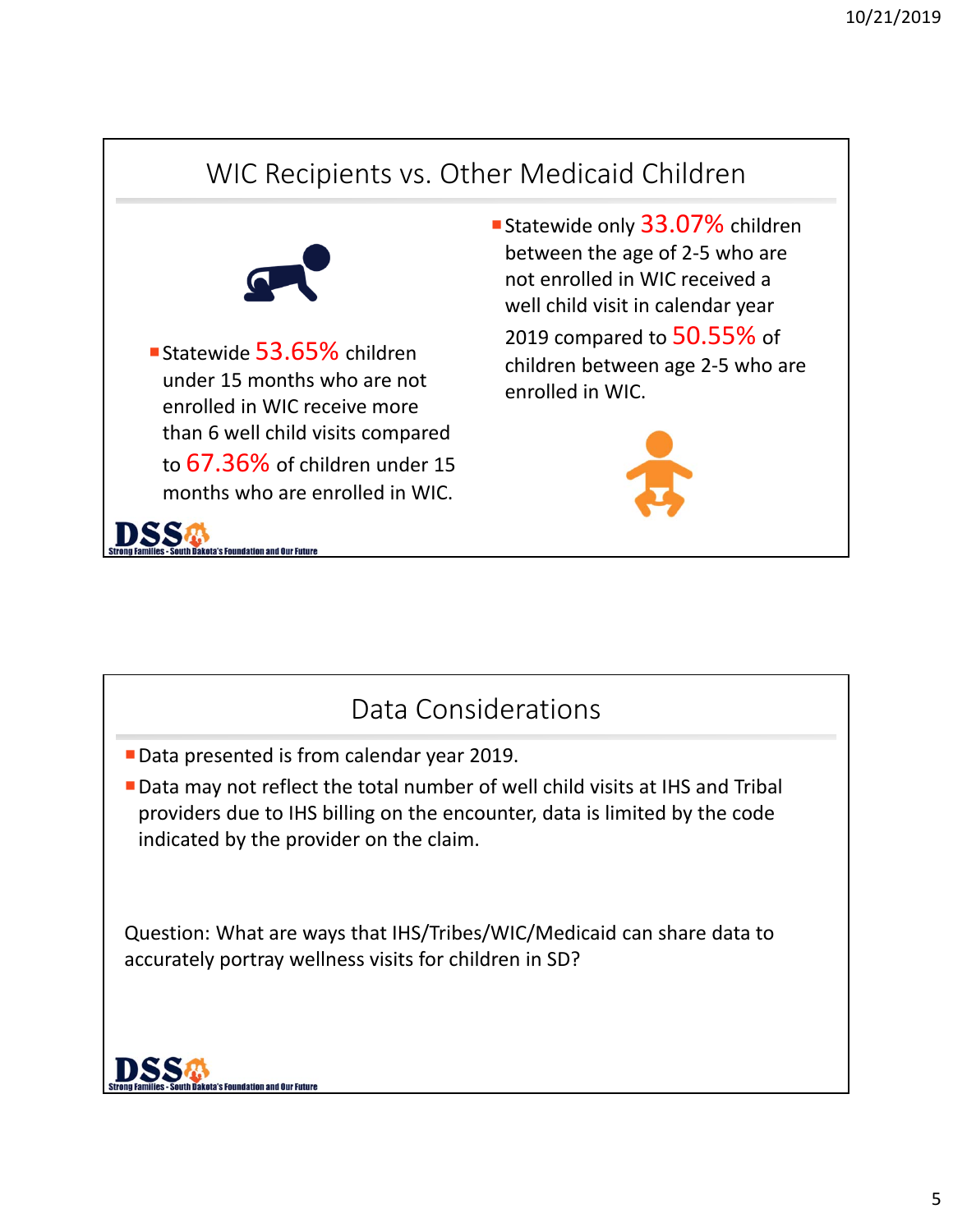## WIC Recipients vs. Other Medicaid Children

- Statewide 53.65% children under 15 months who are not enrolled in WIC receive more than 6 well child visits compared to 67.36% of children under 15 months who are enrolled in WIC.
- Statewide only 33.07% children between the age of 2-5 who are not enrolled in WIC received a well child visit in calendar year 2019 compared to 50.55% of children between age 2-5 who are enrolled in WIC.

DSS Strong Families - South Dakota's Foundation and Our Future

## Data Considerations

- Data presented is from calendar year 2019.
- Data may not reflect the total number of well child visits at IHS and Tribal providers due to IHS billing on the encounter, data is limited by the code indicated by the provider on the claim.

Question: What are ways that IHS/Tribes/WIC/Medicaid can share data to accurately portray wellness visits for children in SD?

DSS Strong Families - South Dakota's Foundation and Our Future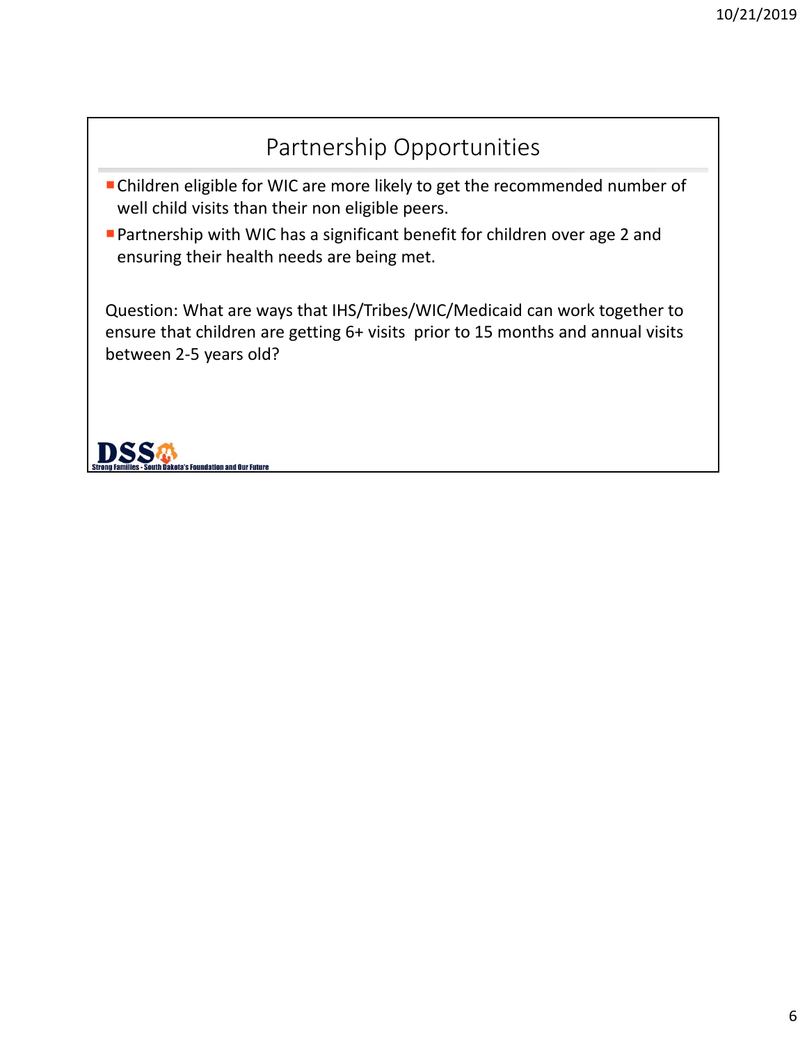# Partnership Opportunities

- Children eligible for WIC are more likely to get the recommended number of well child visits than their non eligible peers.
- Partnership with WIC has a significant benefit for children over age 2 and ensuring their health needs are being met.

Question: What are ways that IHS/Tribes/WIC/Medicaid can work together to ensure that children are getting 6+ visits prior to 15 months and annual visits between 2-5 years old?

DSS
Strong Families - South Dakota's Foundation and Our Future